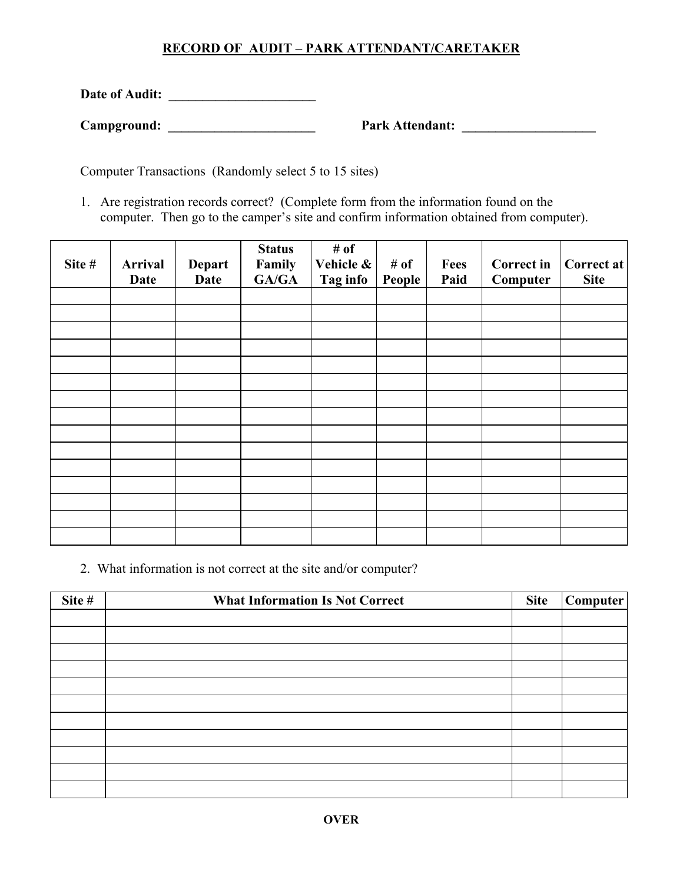# RECORD OF AUDIT – PARK ATTENDANT/CARETAKER

**Date of Audit:** ______________________

**Campground:** ______________________ **Park Attendant:** ____________________

Computer Transactions (Randomly select 5 to 15 sites)

1. Are registration records correct? (Complete form from the information found on the computer. Then go to the camper's site and confirm information obtained from computer).

| Site # | Arrival Date | Depart Date | Status Family GA/GA | # of Vehicle & Tag info | # of People | Fees Paid | Correct in Computer | Correct at Site |
|---|---|---|---|---|---|---|---|---|
| | | | | | | | | |
| | | | | | | | | |
| | | | | | | | | |
| | | | | | | | | |
| | | | | | | | | |
| | | | | | | | | |
| | | | | | | | | |
| | | | | | | | | |
| | | | | | | | | |
| | | | | | | | | |
| | | | | | | | | |
| | | | | | | | | |
| | | | | | | | | |
| | | | | | | | | |
| | | | | | | | | |

2. What information is not correct at the site and/or computer?

| Site # | What Information Is Not Correct | Site | Computer |
|---|---|---|---|
| | | | |
| | | | |
| | | | |
| | | | |
| | | | |
| | | | |
| | | | |
| | | | |
| | | | |
| | | | |
| | | | |

**OVER**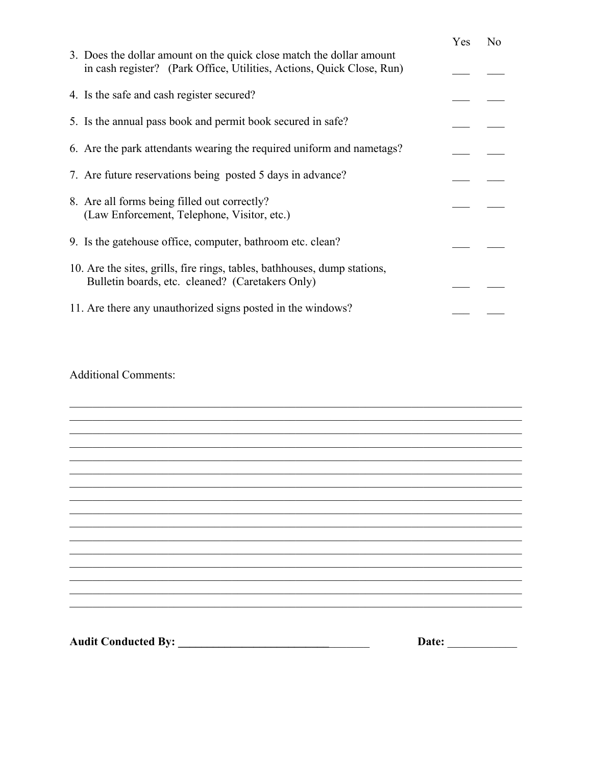| | Yes | No |
|---|---|---|
| 3. Does the dollar amount on the quick close match the dollar amount in cash register? (Park Office, Utilities, Actions, Quick Close, Run) | ___ | ___ |
| 4. Is the safe and cash register secured? | ___ | ___ |
| 5. Is the annual pass book and permit book secured in safe? | ___ | ___ |
| 6. Are the park attendants wearing the required uniform and nametags? | ___ | ___ |
| 7. Are future reservations being posted 5 days in advance? | ___ | ___ |
| 8. Are all forms being filled out correctly? (Law Enforcement, Telephone, Visitor, etc.) | ___ | ___ |
| 9. Is the gatehouse office, computer, bathroom etc. clean? | ___ | ___ |
| 10. Are the sites, grills, fire rings, tables, bathhouses, dump stations, Bulletin boards, etc. cleaned? (Caretakers Only) | ___ | ___ |
| 11. Are there any unauthorized signs posted in the windows? | ___ | ___ |

Additional Comments:

______________________________________________________________________________
______________________________________________________________________________
______________________________________________________________________________
______________________________________________________________________________
______________________________________________________________________________
______________________________________________________________________________
______________________________________________________________________________
______________________________________________________________________________
______________________________________________________________________________
______________________________________________________________________________
______________________________________________________________________________
______________________________________________________________________________
______________________________________________________________________________
______________________________________________________________________________
______________________________________________________________________________
______________________________________________________________________________

**Audit Conducted By:** ______________________________ **Date:** ____________